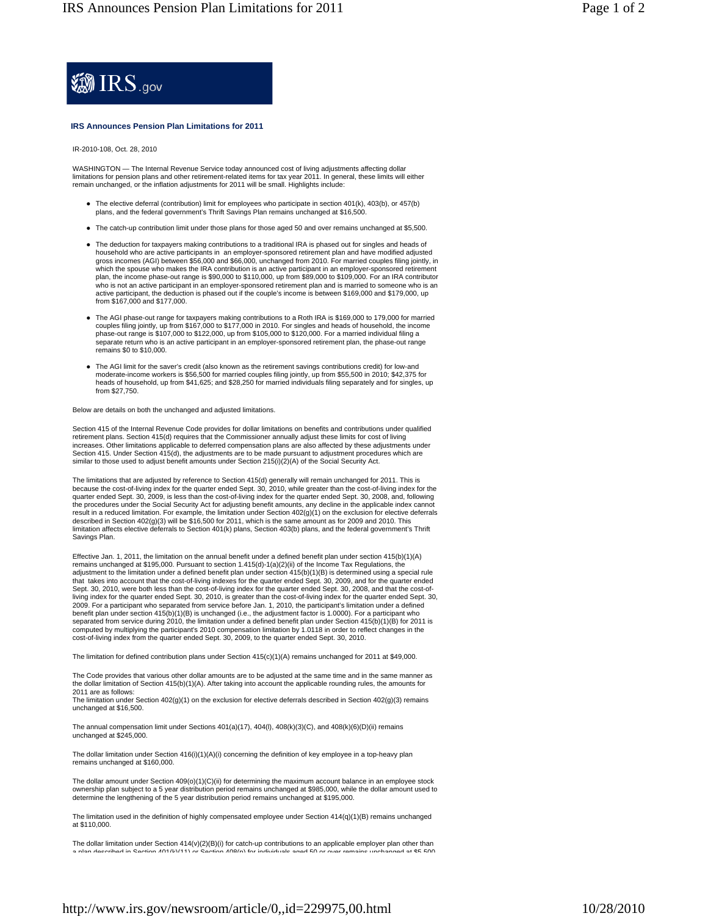IRS.gov

## IRS Announces Pension Plan Limitations for 2011

IR-2010-108, Oct. 28, 2010

WASHINGTON — The Internal Revenue Service today announced cost of living adjustments affecting dollar limitations for pension plans and other retirement-related items for tax year 2011. In general, these limits will either remain unchanged, or the inflation adjustments for 2011 will be small. Highlights include:

- The elective deferral (contribution) limit for employees who participate in section 401(k), 403(b), or 457(b) plans, and the federal government's Thrift Savings Plan remains unchanged at $16,500.
- The catch-up contribution limit under those plans for those aged 50 and over remains unchanged at $5,500.
- The deduction for taxpayers making contributions to a traditional IRA is phased out for singles and heads of household who are active participants in an employer-sponsored retirement plan and have modified adjusted gross incomes (AGI) between $56,000 and $66,000, unchanged from 2010. For married couples filing jointly, in which the spouse who makes the IRA contribution is an active participant in an employer-sponsored retirement plan, the income phase-out range is $90,000 to $110,000, up from $89,000 to $109,000. For an IRA contributor who is not an active participant in an employer-sponsored retirement plan and is married to someone who is an active participant, the deduction is phased out if the couple's income is between $169,000 and $179,000, up from $167,000 and $177,000.
- The AGI phase-out range for taxpayers making contributions to a Roth IRA is $169,000 to 179,000 for married couples filing jointly, up from $167,000 to $177,000 in 2010. For singles and heads of household, the income phase-out range is $107,000 to $122,000, up from $105,000 to $120,000. For a married individual filing a separate return who is an active participant in an employer-sponsored retirement plan, the phase-out range remains $0 to $10,000.
- The AGI limit for the saver's credit (also known as the retirement savings contributions credit) for low-and moderate-income workers is $56,500 for married couples filing jointly, up from $55,500 in 2010; $42,375 for heads of household, up from $41,625; and $28,250 for married individuals filing separately and for singles, up from $27,750.

Below are details on both the unchanged and adjusted limitations.

Section 415 of the Internal Revenue Code provides for dollar limitations on benefits and contributions under qualified retirement plans. Section 415(d) requires that the Commissioner annually adjust these limits for cost of living increases. Other limitations applicable to deferred compensation plans are also affected by these adjustments under Section 415. Under Section 415(d), the adjustments are to be made pursuant to adjustment procedures which are similar to those used to adjust benefit amounts under Section 215(i)(2)(A) of the Social Security Act.

The limitations that are adjusted by reference to Section 415(d) generally will remain unchanged for 2011. This is because the cost-of-living index for the quarter ended Sept. 30, 2010, while greater than the cost-of-living index for the quarter ended Sept. 30, 2009, is less than the cost-of-living index for the quarter ended Sept. 30, 2008, and, following the procedures under the Social Security Act for adjusting benefit amounts, any decline in the applicable index cannot result in a reduced limitation. For example, the limitation under Section 402(g)(1) on the exclusion for elective deferrals described in Section 402(g)(3) will be $16,500 for 2011, which is the same amount as for 2009 and 2010. This limitation affects elective deferrals to Section 401(k) plans, Section 403(b) plans, and the federal government's Thrift Savings Plan.

Effective Jan. 1, 2011, the limitation on the annual benefit under a defined benefit plan under section 415(b)(1)(A) remains unchanged at $195,000. Pursuant to section 1.415(d)-1(a)(2)(ii) of the Income Tax Regulations, the adjustment to the limitation under a defined benefit plan under section 415(b)(1)(B) is determined using a special rule that takes into account that the cost-of-living indexes for the quarter ended Sept. 30, 2009, and for the quarter ended Sept. 30, 2010, were both less than the cost-of-living index for the quarter ended Sept. 30, 2008, and that the cost-of-living index for the quarter ended Sept. 30, 2010, is greater than the cost-of-living index for the quarter ended Sept. 30, 2009. For a participant who separated from service before Jan. 1, 2010, the participant's limitation under a defined benefit plan under section 415(b)(1)(B) is unchanged (i.e., the adjustment factor is 1.0000). For a participant who separated from service during 2010, the limitation under a defined benefit plan under Section 415(b)(1)(B) for 2011 is computed by multiplying the participant's 2010 compensation limitation by 1.0118 in order to reflect changes in the cost-of-living index from the quarter ended Sept. 30, 2009, to the quarter ended Sept. 30, 2010.

The limitation for defined contribution plans under Section 415(c)(1)(A) remains unchanged for 2011 at $49,000.

The Code provides that various other dollar amounts are to be adjusted at the same time and in the same manner as the dollar limitation of Section 415(b)(1)(A). After taking into account the applicable rounding rules, the amounts for 2011 are as follows:
The limitation under Section 402(g)(1) on the exclusion for elective deferrals described in Section 402(g)(3) remains unchanged at $16,500.

The annual compensation limit under Sections 401(a)(17), 404(l), 408(k)(3)(C), and 408(k)(6)(D)(ii) remains unchanged at $245,000.

The dollar limitation under Section 416(i)(1)(A)(i) concerning the definition of key employee in a top-heavy plan remains unchanged at $160,000.

The dollar amount under Section 409(o)(1)(C)(ii) for determining the maximum account balance in an employee stock ownership plan subject to a 5 year distribution period remains unchanged at $985,000, while the dollar amount used to determine the lengthening of the 5 year distribution period remains unchanged at $195,000.

The limitation used in the definition of highly compensated employee under Section 414(q)(1)(B) remains unchanged at $110,000.

The dollar limitation under Section 414(v)(2)(B)(i) for catch-up contributions to an applicable employer plan other than a plan described in Section 401(k)(11) or Section 408(p) for individuals aged 50 or over remains unchanged at $5,500.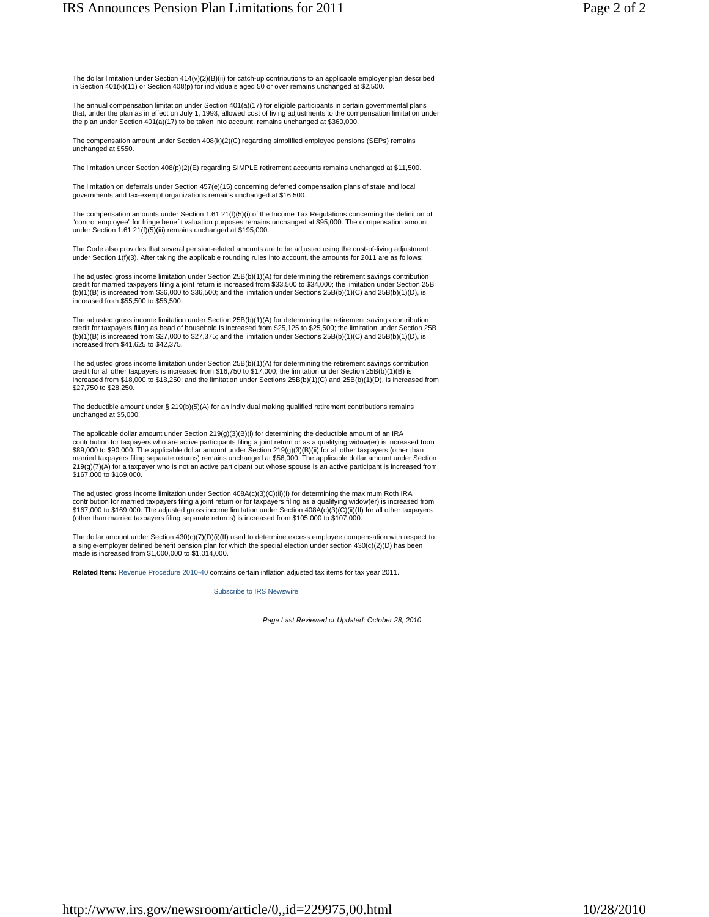The dollar limitation under Section 414(v)(2)(B)(ii) for catch-up contributions to an applicable employer plan described in Section 401(k)(11) or Section 408(p) for individuals aged 50 or over remains unchanged at $2,500.

The annual compensation limitation under Section 401(a)(17) for eligible participants in certain governmental plans that, under the plan as in effect on July 1, 1993, allowed cost of living adjustments to the compensation limitation under the plan under Section 401(a)(17) to be taken into account, remains unchanged at $360,000.

The compensation amount under Section 408(k)(2)(C) regarding simplified employee pensions (SEPs) remains unchanged at $550.

The limitation under Section 408(p)(2)(E) regarding SIMPLE retirement accounts remains unchanged at $11,500.

The limitation on deferrals under Section 457(e)(15) concerning deferred compensation plans of state and local governments and tax-exempt organizations remains unchanged at $16,500.

The compensation amounts under Section 1.61 21(f)(5)(i) of the Income Tax Regulations concerning the definition of "control employee" for fringe benefit valuation purposes remains unchanged at $95,000. The compensation amount under Section 1.61 21(f)(5)(iii) remains unchanged at $195,000.

The Code also provides that several pension-related amounts are to be adjusted using the cost-of-living adjustment under Section 1(f)(3). After taking the applicable rounding rules into account, the amounts for 2011 are as follows:

The adjusted gross income limitation under Section 25B(b)(1)(A) for determining the retirement savings contribution credit for married taxpayers filing a joint return is increased from $33,500 to $34,000; the limitation under Section 25B (b)(1)(B) is increased from $36,000 to $36,500; and the limitation under Sections 25B(b)(1)(C) and 25B(b)(1)(D), is increased from $55,500 to $56,500.

The adjusted gross income limitation under Section 25B(b)(1)(A) for determining the retirement savings contribution credit for taxpayers filing as head of household is increased from $25,125 to $25,500; the limitation under Section 25B (b)(1)(B) is increased from $27,000 to $27,375; and the limitation under Sections 25B(b)(1)(C) and 25B(b)(1)(D), is increased from $41,625 to $42,375.

The adjusted gross income limitation under Section 25B(b)(1)(A) for determining the retirement savings contribution credit for all other taxpayers is increased from $16,750 to $17,000; the limitation under Section 25B(b)(1)(B) is increased from $18,000 to $18,250; and the limitation under Sections 25B(b)(1)(C) and 25B(b)(1)(D), is increased from $27,750 to $28,250.

The deductible amount under § 219(b)(5)(A) for an individual making qualified retirement contributions remains unchanged at $5,000.

The applicable dollar amount under Section 219(g)(3)(B)(i) for determining the deductible amount of an IRA contribution for taxpayers who are active participants filing a joint return or as a qualifying widow(er) is increased from $89,000 to $90,000. The applicable dollar amount under Section 219(g)(3)(B)(ii) for all other taxpayers (other than married taxpayers filing separate returns) remains unchanged at $56,000. The applicable dollar amount under Section 219(g)(7)(A) for a taxpayer who is not an active participant but whose spouse is an active participant is increased from $167,000 to $169,000.

The adjusted gross income limitation under Section 408A(c)(3)(C)(ii)(I) for determining the maximum Roth IRA contribution for married taxpayers filing a joint return or for taxpayers filing as a qualifying widow(er) is increased from $167,000 to $169,000. The adjusted gross income limitation under Section 408A(c)(3)(C)(ii)(II) for all other taxpayers (other than married taxpayers filing separate returns) is increased from $105,000 to $107,000.

The dollar amount under Section 430(c)(7)(D)(i)(II) used to determine excess employee compensation with respect to a single-employer defined benefit pension plan for which the special election under section 430(c)(2)(D) has been made is increased from $1,000,000 to $1,014,000.

**Related Item:** Revenue Procedure 2010-40 contains certain inflation adjusted tax items for tax year 2011.

Subscribe to IRS Newswire

*Page Last Reviewed or Updated: October 28, 2010*